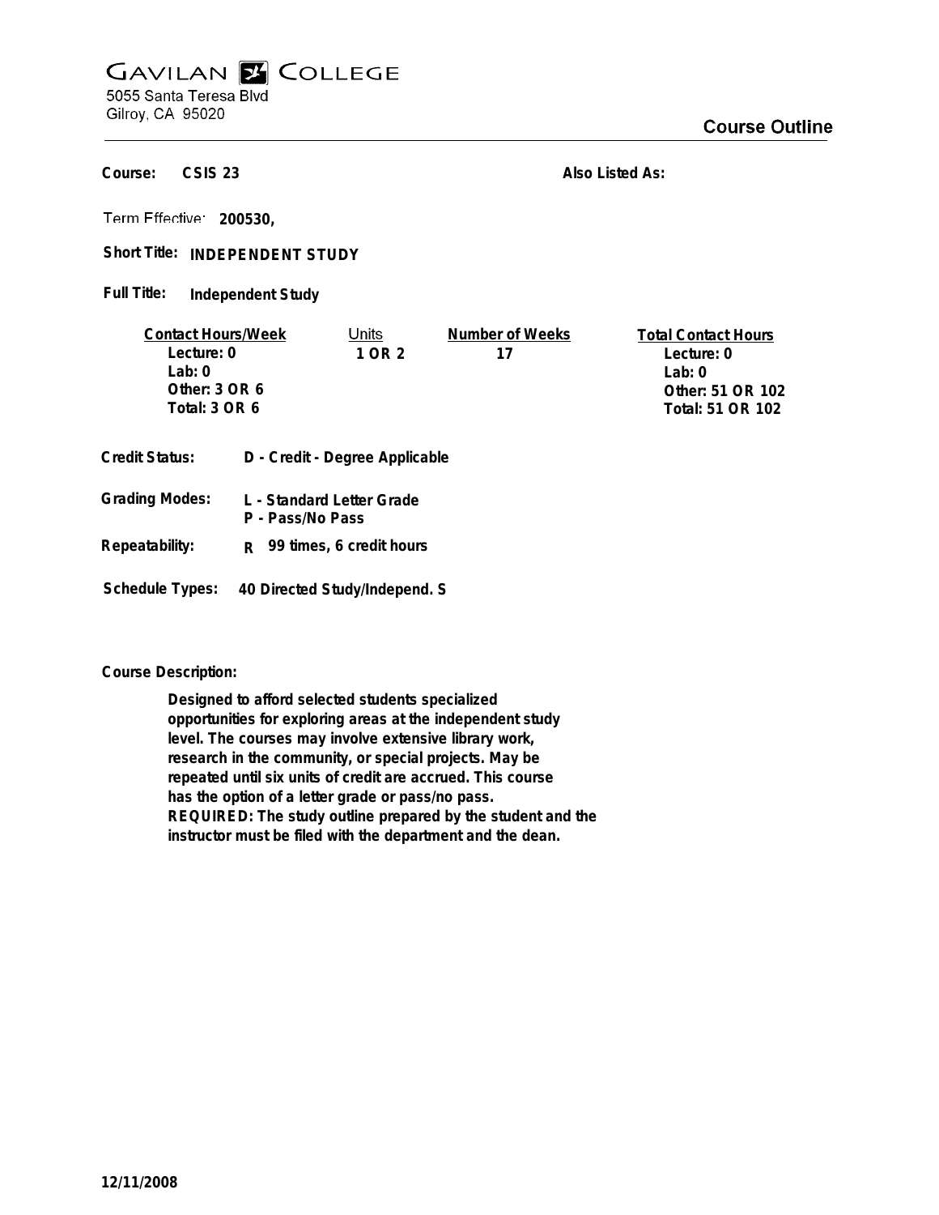# GAVILAN COLLEGE

5055 Santa Teresa Blvd
Gilroy, CA 95020

## Course Outline

**Course:** CSIS 23

**Also Listed As:**

**Term Effective:** 200530,

**Short Title:** INDEPENDENT STUDY

**Full Title:** Independent Study

| Contact Hours/Week | Units | Number of Weeks | Total Contact Hours |
|---|---|---|---|
| Lecture: 0 | 1 OR 2 | 17 | Lecture: 0 |
| Lab: 0 | | | Lab: 0 |
| Other: 3 OR 6 | | | Other: 51 OR 102 |
| Total: 3 OR 6 | | | Total: 51 OR 102 |

**Credit Status:** D - Credit - Degree Applicable

**Grading Modes:** L - Standard Letter Grade
P - Pass/No Pass

**Repeatability:** R 99 times, 6 credit hours

**Schedule Types:** 40 Directed Study/Independ. S

**Course Description:**

Designed to afford selected students specialized opportunities for exploring areas at the independent study level. The courses may involve extensive library work, research in the community, or special projects. May be repeated until six units of credit are accrued. This course has the option of a letter grade or pass/no pass. REQUIRED: The study outline prepared by the student and the instructor must be filed with the department and the dean.

12/11/2008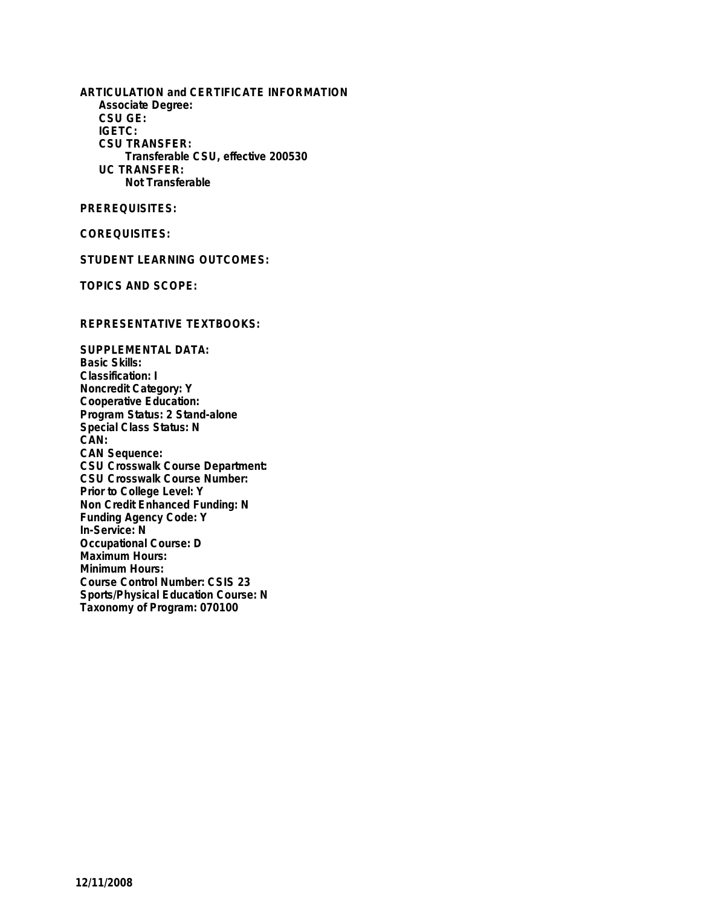**ARTICULATION and CERTIFICATE INFORMATION**

**Associate Degree:**

**CSU GE:**

**IGETC:**

**CSU TRANSFER:**

**Transferable CSU, effective 200530**

**UC TRANSFER:**

**Not Transferable**

**PREREQUISITES:**

**COREQUISITES:**

**STUDENT LEARNING OUTCOMES:**

**TOPICS AND SCOPE:**

**REPRESENTATIVE TEXTBOOKS:**

**SUPPLEMENTAL DATA:**
**Basic Skills:**
**Classification: I**
**Noncredit Category: Y**
**Cooperative Education:**
**Program Status: 2 Stand-alone**
**Special Class Status: N**
**CAN:**
**CAN Sequence:**
**CSU Crosswalk Course Department:**
**CSU Crosswalk Course Number:**
**Prior to College Level: Y**
**Non Credit Enhanced Funding: N**
**Funding Agency Code: Y**
**In-Service: N**
**Occupational Course: D**
**Maximum Hours:**
**Minimum Hours:**
**Course Control Number: CSIS 23**
**Sports/Physical Education Course: N**
**Taxonomy of Program: 070100**

**12/11/2008**